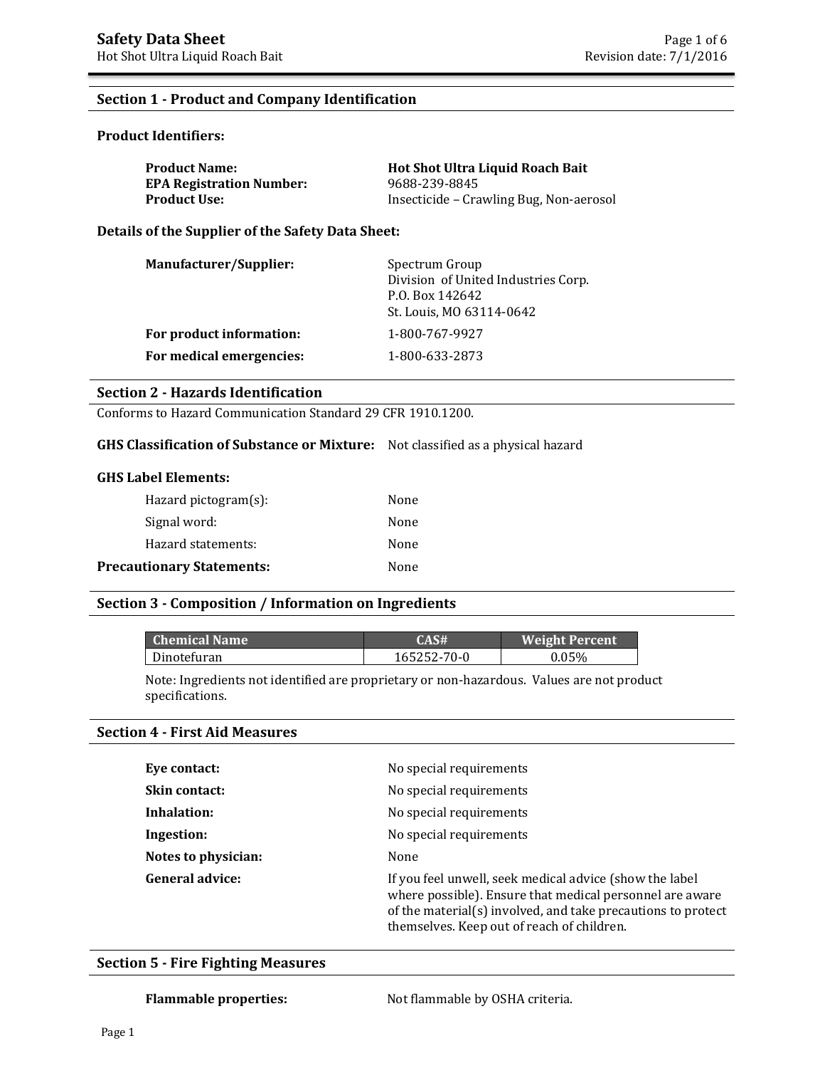# Safety Data Sheet

Hot Shot Ultra Liquid Roach Bait

Revision date: 7/1/2016

## Section 1 - Product and Company Identification

### Product Identifiers:

| | |
|---|---|
| **Product Name:** | **Hot Shot Ultra Liquid Roach Bait** |
| **EPA Registration Number:** | 9688-239-8845 |
| **Product Use:** | Insecticide – Crawling Bug, Non-aerosol |

### Details of the Supplier of the Safety Data Sheet:

| | |
|---|---|
| **Manufacturer/Supplier:** | Spectrum Group<br>Division of United Industries Corp.<br>P.O. Box 142642<br>St. Louis, MO 63114-0642 |
| **For product information:** | 1-800-767-9927 |
| **For medical emergencies:** | 1-800-633-2873 |

## Section 2 - Hazards Identification

Conforms to Hazard Communication Standard 29 CFR 1910.1200.

**GHS Classification of Substance or Mixture:** Not classified as a physical hazard

**GHS Label Elements:**

| | |
|---|---|
| Hazard pictogram(s): | None |
| Signal word: | None |
| Hazard statements: | None |
| **Precautionary Statements:** | None |

## Section 3 - Composition / Information on Ingredients

| Chemical Name | CAS# | Weight Percent |
|---|---|---|
| Dinotefuran | 165252-70-0 | 0.05% |

Note: Ingredients not identified are proprietary or non-hazardous. Values are not product specifications.

## Section 4 - First Aid Measures

| | |
|---|---|
| **Eye contact:** | No special requirements |
| **Skin contact:** | No special requirements |
| **Inhalation:** | No special requirements |
| **Ingestion:** | No special requirements |
| **Notes to physician:** | None |
| **General advice:** | If you feel unwell, seek medical advice (show the label where possible). Ensure that medical personnel are aware of the material(s) involved, and take precautions to protect themselves. Keep out of reach of children. |

## Section 5 - Fire Fighting Measures

**Flammable properties:** Not flammable by OSHA criteria.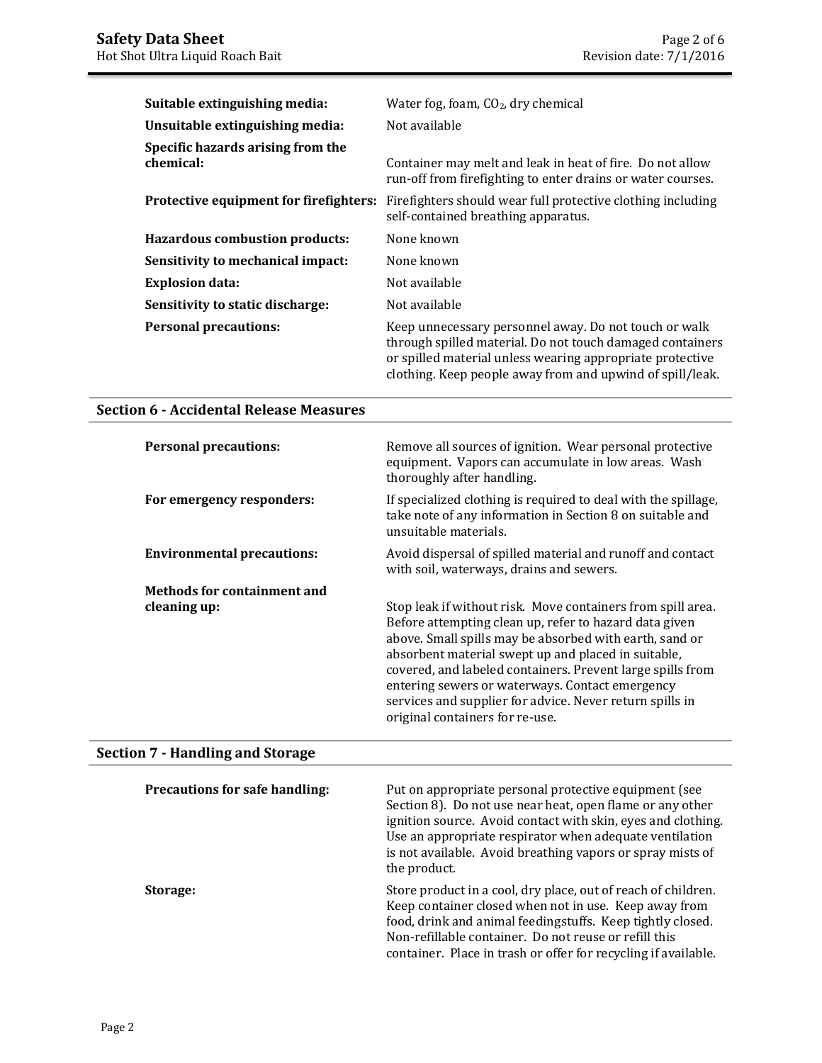| | |
|---|---|
| **Suitable extinguishing media:** | Water fog, foam, $CO_2$, dry chemical |
| **Unsuitable extinguishing media:** | Not available |
| **Specific hazards arising from the chemical:** | Container may melt and leak in heat of fire. Do not allow run-off from firefighting to enter drains or water courses. |
| **Protective equipment for firefighters:** | Firefighters should wear full protective clothing including self-contained breathing apparatus. |
| **Hazardous combustion products:** | None known |
| **Sensitivity to mechanical impact:** | None known |
| **Explosion data:** | Not available |
| **Sensitivity to static discharge:** | Not available |
| **Personal precautions:** | Keep unnecessary personnel away. Do not touch or walk through spilled material. Do not touch damaged containers or spilled material unless wearing appropriate protective clothing. Keep people away from and upwind of spill/leak. |

## Section 6 - Accidental Release Measures

| | |
|---|---|
| **Personal precautions:** | Remove all sources of ignition. Wear personal protective equipment. Vapors can accumulate in low areas. Wash thoroughly after handling. |
| **For emergency responders:** | If specialized clothing is required to deal with the spillage, take note of any information in Section 8 on suitable and unsuitable materials. |
| **Environmental precautions:** | Avoid dispersal of spilled material and runoff and contact with soil, waterways, drains and sewers. |
| **Methods for containment and cleaning up:** | Stop leak if without risk. Move containers from spill area. Before attempting clean up, refer to hazard data given above. Small spills may be absorbed with earth, sand or absorbent material swept up and placed in suitable, covered, and labeled containers. Prevent large spills from entering sewers or waterways. Contact emergency services and supplier for advice. Never return spills in original containers for re-use. |

## Section 7 - Handling and Storage

| | |
|---|---|
| **Precautions for safe handling:** | Put on appropriate personal protective equipment (see Section 8). Do not use near heat, open flame or any other ignition source. Avoid contact with skin, eyes and clothing. Use an appropriate respirator when adequate ventilation is not available. Avoid breathing vapors or spray mists of the product. |
| **Storage:** | Store product in a cool, dry place, out of reach of children. Keep container closed when not in use. Keep away from food, drink and animal feedingstuffs. Keep tightly closed. Non-refillable container. Do not reuse or refill this container. Place in trash or offer for recycling if available. |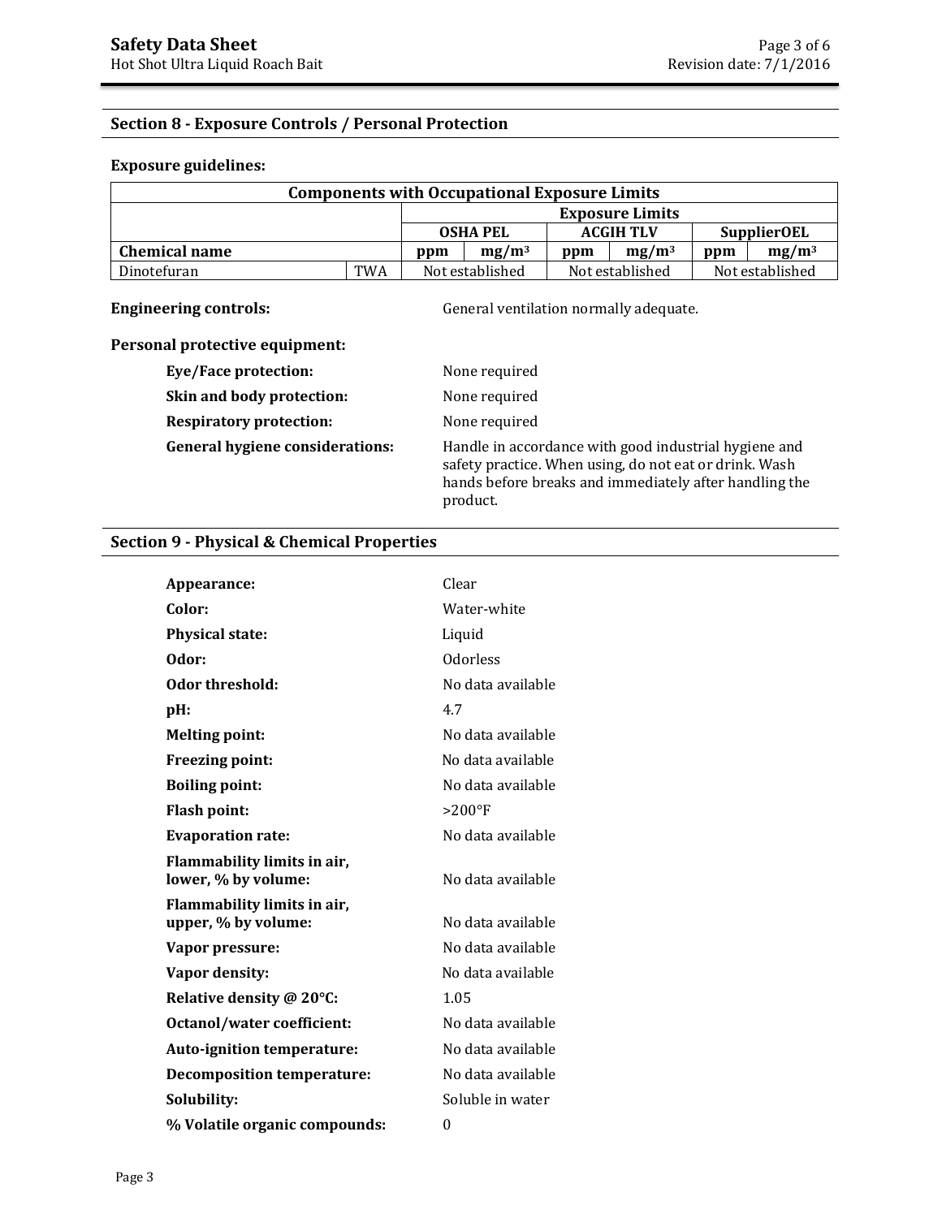## Section 8 - Exposure Controls / Personal Protection

**Exposure guidelines:**

| Components with Occupational Exposure Limits | | | | | | | |
|---|---|---|---|---|---|---|---|
| | | Exposure Limits | | | | | |
| | | OSHA PEL | | ACGIH TLV | | SupplierOEL | |
| **Chemical name** | | **ppm** | **mg/m³** | **ppm** | **mg/m³** | **ppm** | **mg/m³** |
| Dinotefuran | TWA | Not established | | Not established | | Not established | |

**Engineering controls:** General ventilation normally adequate.

**Personal protective equipment:**

- **Eye/Face protection:** None required
- **Skin and body protection:** None required
- **Respiratory protection:** None required
- **General hygiene considerations:** Handle in accordance with good industrial hygiene and safety practice. When using, do not eat or drink. Wash hands before breaks and immediately after handling the product.

## Section 9 - Physical & Chemical Properties

- **Appearance:** Clear
- **Color:** Water-white
- **Physical state:** Liquid
- **Odor:** Odorless
- **Odor threshold:** No data available
- **pH:** 4.7
- **Melting point:** No data available
- **Freezing point:** No data available
- **Boiling point:** No data available
- **Flash point:** >200°F
- **Evaporation rate:** No data available
- **Flammability limits in air, lower, % by volume:** No data available
- **Flammability limits in air, upper, % by volume:** No data available
- **Vapor pressure:** No data available
- **Vapor density:** No data available
- **Relative density @ 20°C:** 1.05
- **Octanol/water coefficient:** No data available
- **Auto-ignition temperature:** No data available
- **Decomposition temperature:** No data available
- **Solubility:** Soluble in water
- **% Volatile organic compounds:** 0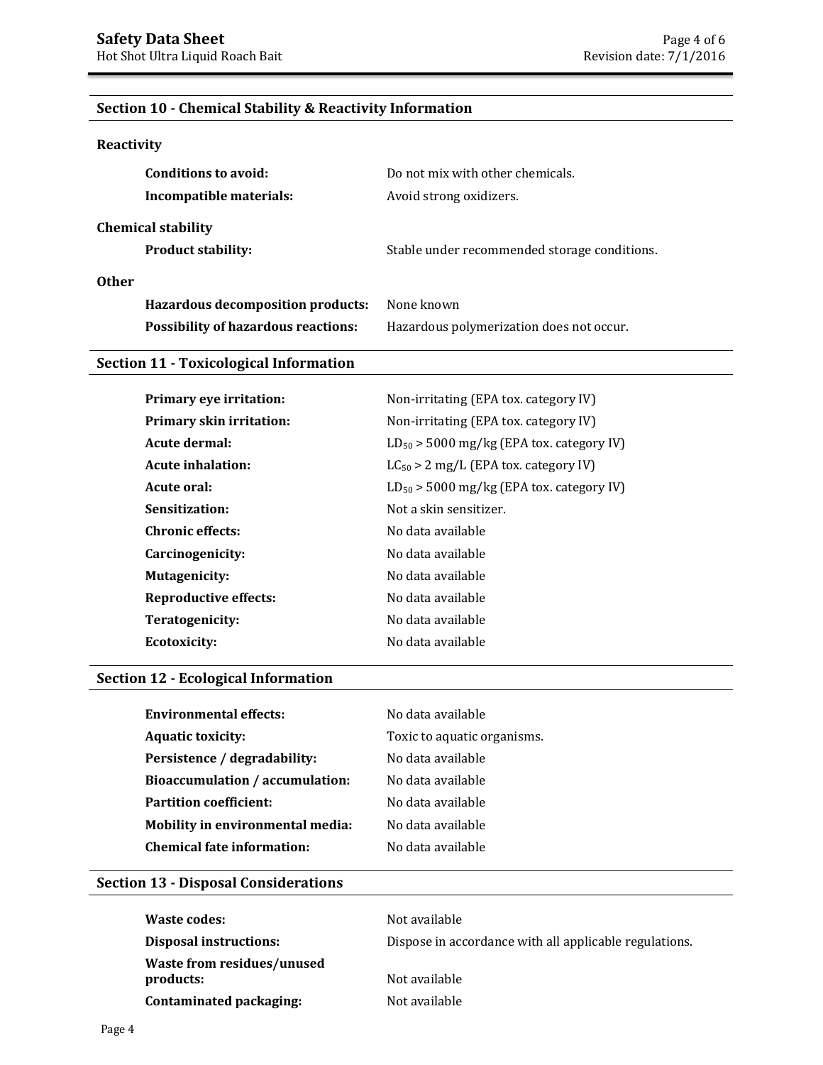## Section 10 - Chemical Stability & Reactivity Information

### Reactivity

| | |
|---|---|
| **Conditions to avoid:** | Do not mix with other chemicals. |
| **Incompatible materials:** | Avoid strong oxidizers. |

### Chemical stability

| | |
|---|---|
| **Product stability:** | Stable under recommended storage conditions. |

### Other

| | |
|---|---|
| **Hazardous decomposition products:** | None known |
| **Possibility of hazardous reactions:** | Hazardous polymerization does not occur. |

## Section 11 - Toxicological Information

| | |
|---|---|
| **Primary eye irritation:** | Non-irritating (EPA tox. category IV) |
| **Primary skin irritation:** | Non-irritating (EPA tox. category IV) |
| **Acute dermal:** | $LD_{50}$ > 5000 mg/kg (EPA tox. category IV) |
| **Acute inhalation:** | $LC_{50}$ > 2 mg/L (EPA tox. category IV) |
| **Acute oral:** | $LD_{50}$ > 5000 mg/kg (EPA tox. category IV) |
| **Sensitization:** | Not a skin sensitizer. |
| **Chronic effects:** | No data available |
| **Carcinogenicity:** | No data available |
| **Mutagenicity:** | No data available |
| **Reproductive effects:** | No data available |
| **Teratogenicity:** | No data available |
| **Ecotoxicity:** | No data available |

## Section 12 - Ecological Information

| | |
|---|---|
| **Environmental effects:** | No data available |
| **Aquatic toxicity:** | Toxic to aquatic organisms. |
| **Persistence / degradability:** | No data available |
| **Bioaccumulation / accumulation:** | No data available |
| **Partition coefficient:** | No data available |
| **Mobility in environmental media:** | No data available |
| **Chemical fate information:** | No data available |

## Section 13 - Disposal Considerations

| | |
|---|---|
| **Waste codes:** | Not available |
| **Disposal instructions:** | Dispose in accordance with all applicable regulations. |
| **Waste from residues/unused products:** | Not available |
| **Contaminated packaging:** | Not available |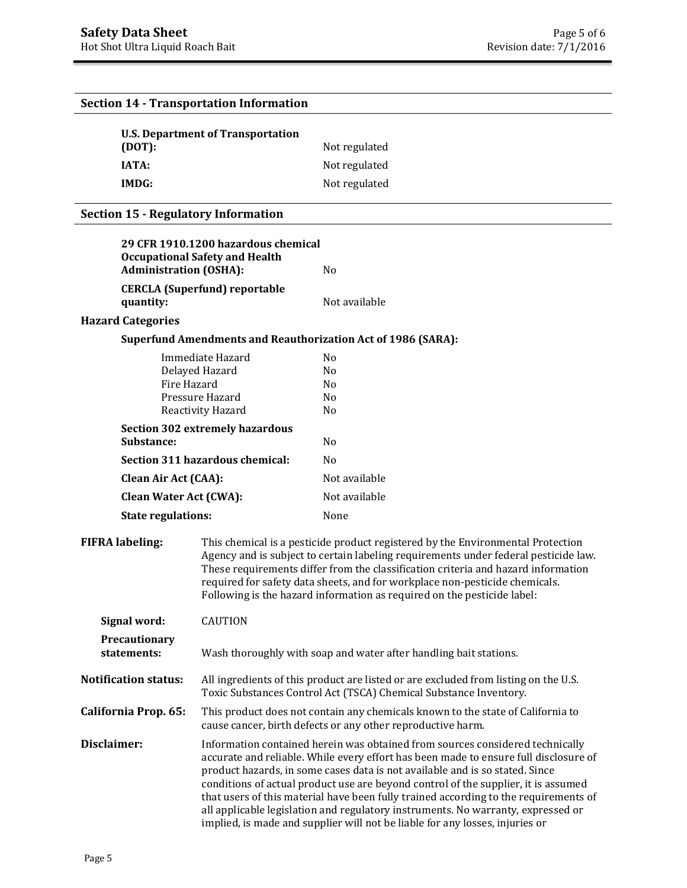## Section 14 - Transportation Information

| | |
|---|---|
| **U.S. Department of Transportation (DOT):** | Not regulated |
| **IATA:** | Not regulated |
| **IMDG:** | Not regulated |

## Section 15 - Regulatory Information

| | |
|---|---|
| **29 CFR 1910.1200 hazardous chemical Occupational Safety and Health Administration (OSHA):** | No |
| **CERCLA (Superfund) reportable quantity:** | Not available |

### Hazard Categories

**Superfund Amendments and Reauthorization Act of 1986 (SARA):**

| | |
|---|---|
| Immediate Hazard | No |
| Delayed Hazard | No |
| Fire Hazard | No |
| Pressure Hazard | No |
| Reactivity Hazard | No |

| | |
|---|---|
| **Section 302 extremely hazardous Substance:** | No |
| **Section 311 hazardous chemical:** | No |
| **Clean Air Act (CAA):** | Not available |
| **Clean Water Act (CWA):** | Not available |
| **State regulations:** | None |

**FIFRA labeling:** This chemical is a pesticide product registered by the Environmental Protection Agency and is subject to certain labeling requirements under federal pesticide law. These requirements differ from the classification criteria and hazard information required for safety data sheets, and for workplace non-pesticide chemicals. Following is the hazard information as required on the pesticide label:

**Signal word:** CAUTION

**Precautionary statements:** Wash thoroughly with soap and water after handling bait stations.

**Notification status:** All ingredients of this product are listed or are excluded from listing on the U.S. Toxic Substances Control Act (TSCA) Chemical Substance Inventory.

**California Prop. 65:** This product does not contain any chemicals known to the state of California to cause cancer, birth defects or any other reproductive harm.

**Disclaimer:** Information contained herein was obtained from sources considered technically accurate and reliable. While every effort has been made to ensure full disclosure of product hazards, in some cases data is not available and is so stated. Since conditions of actual product use are beyond control of the supplier, it is assumed that users of this material have been fully trained according to the requirements of all applicable legislation and regulatory instruments. No warranty, expressed or implied, is made and supplier will not be liable for any losses, injuries or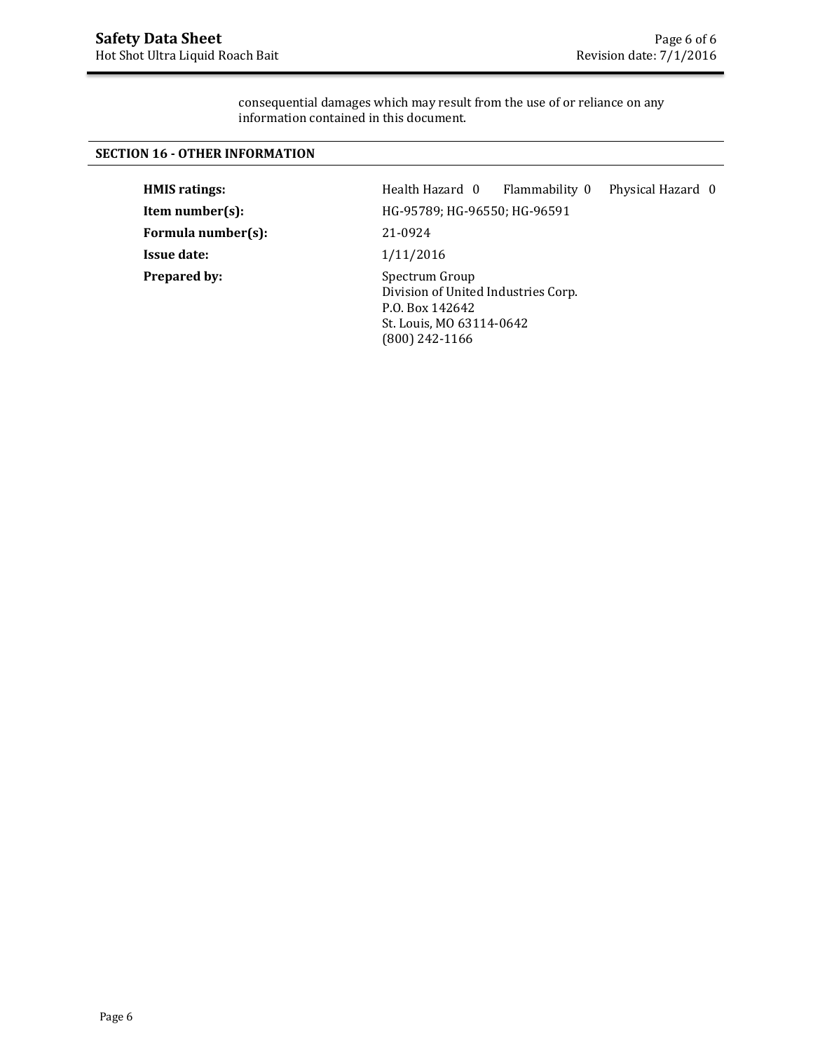consequential damages which may result from the use of or reliance on any information contained in this document.

## SECTION 16 - OTHER INFORMATION

**HMIS ratings:** Health Hazard 0 Flammability 0 Physical Hazard 0

**Item number(s):** HG-95789; HG-96550; HG-96591

**Formula number(s):** 21-0924

**Issue date:** 1/11/2016

**Prepared by:** Spectrum Group
Division of United Industries Corp.
P.O. Box 142642
St. Louis, MO 63114-0642
(800) 242-1166